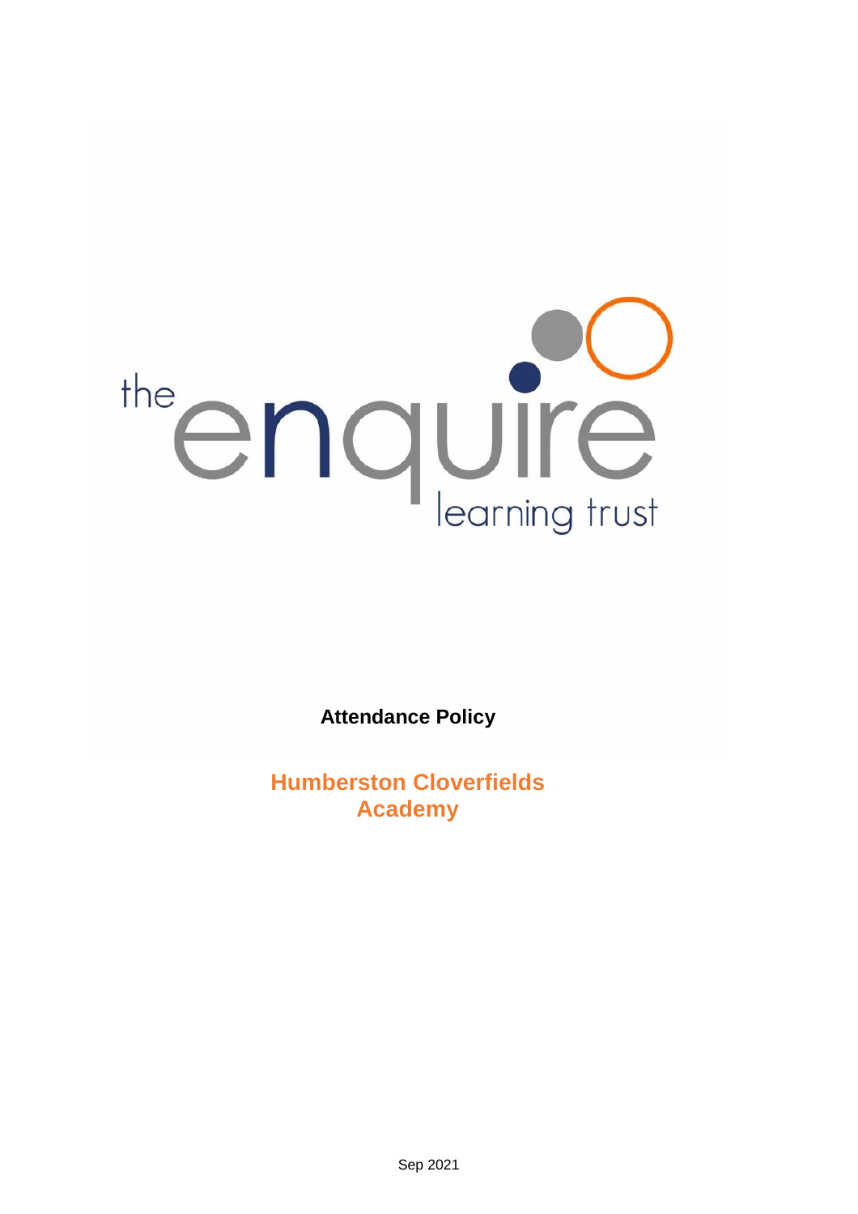the enquire learning trust

# Attendance Policy

## Humberston Cloverfields Academy

Sep 2021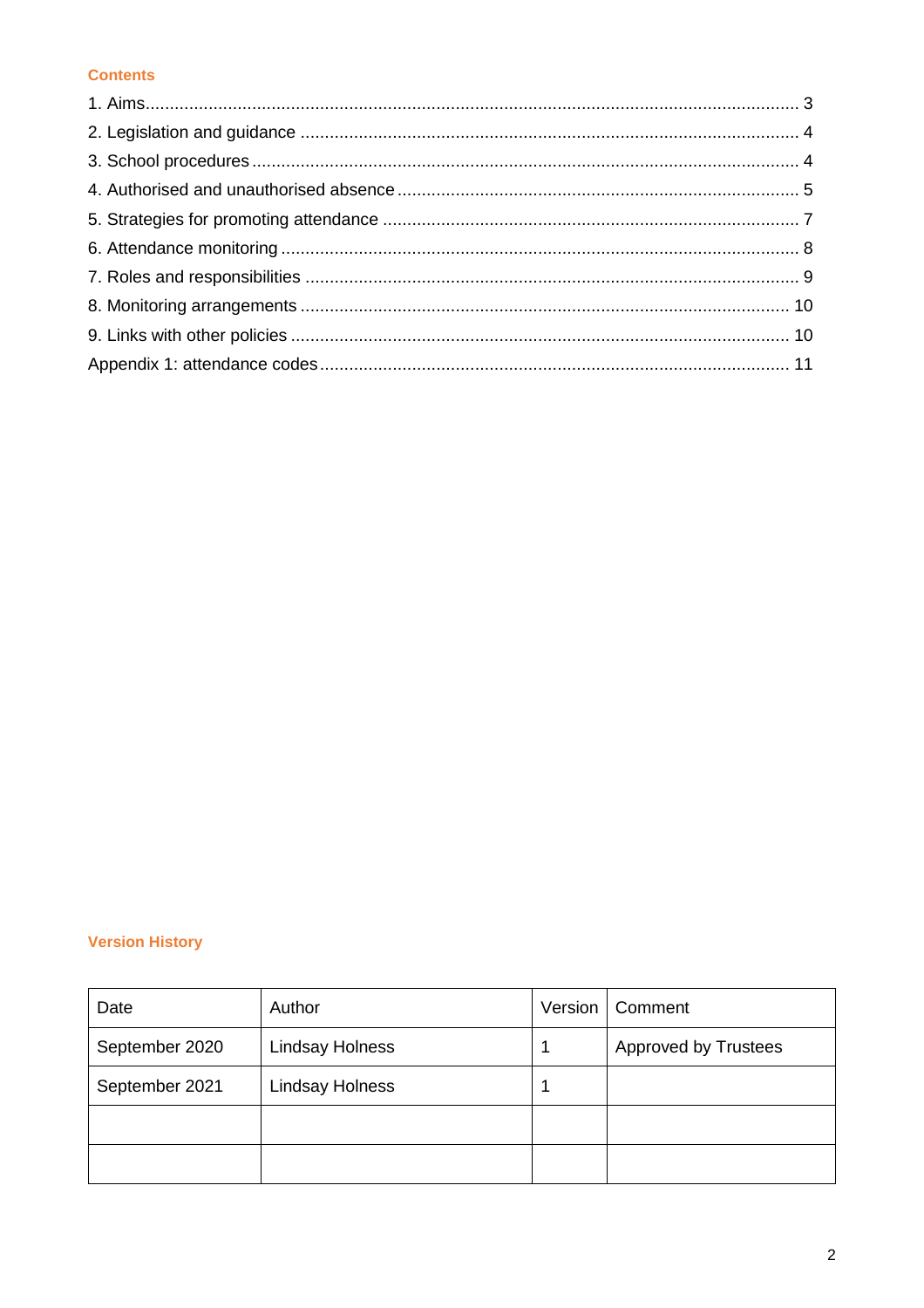## Contents

1. Aims ........................................................................................................................ 3
2. Legislation and guidance ..................................................................................... 4
3. School procedures ................................................................................................ 4
4. Authorised and unauthorised absence .................................................................. 5
5. Strategies for promoting attendance ..................................................................... 7
6. Attendance monitoring .......................................................................................... 8
7. Roles and responsibilities ..................................................................................... 9
8. Monitoring arrangements .................................................................................... 10
9. Links with other policies ...................................................................................... 10

Appendix 1: attendance codes ............................................................................... 11

## Version History

| Date | Author | Version | Comment |
|---|---|---|---|
| September 2020 | Lindsay Holness | 1 | Approved by Trustees |
| September 2021 | Lindsay Holness | 1 | |
| | | | |
| | | | |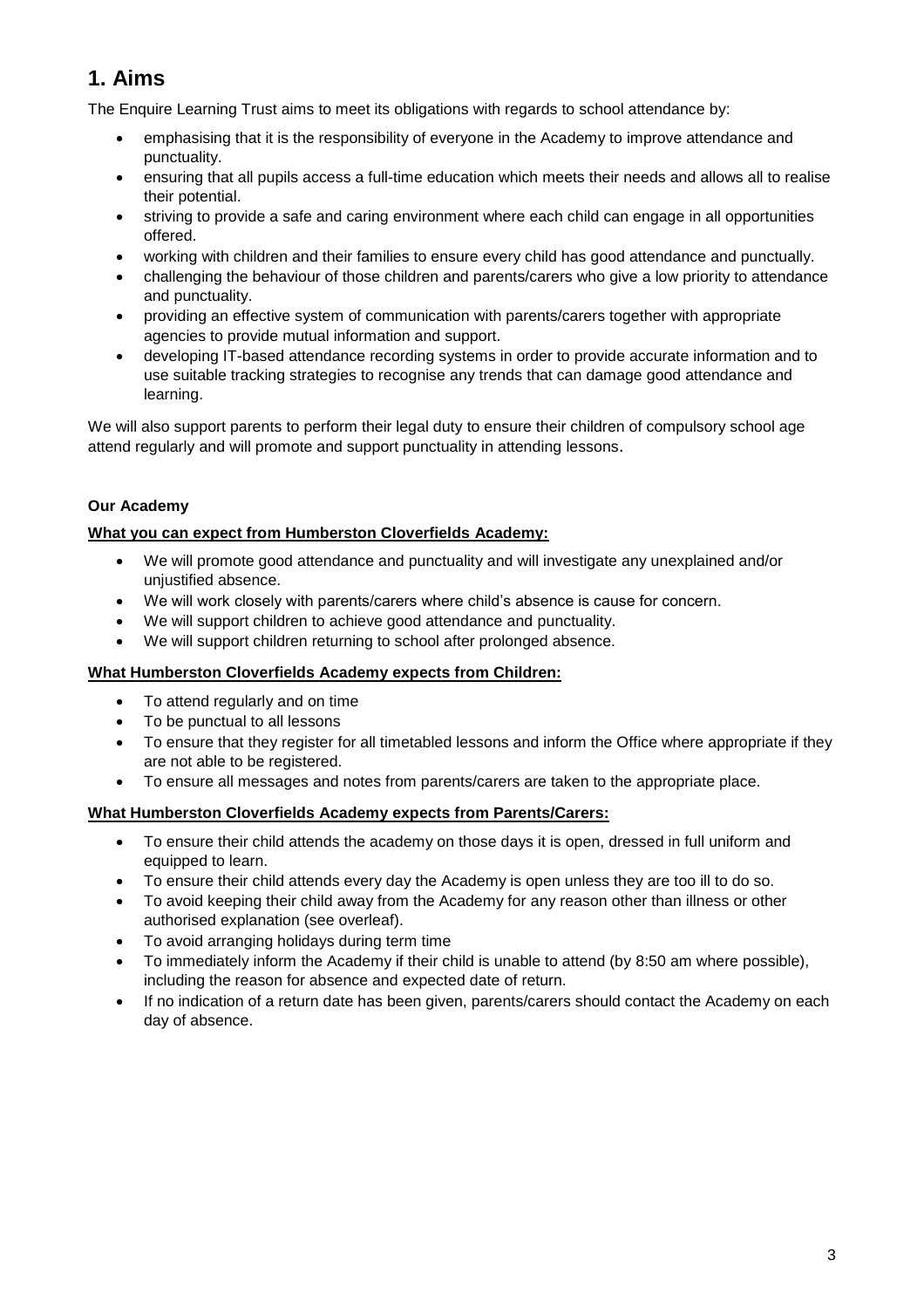# 1. Aims

The Enquire Learning Trust aims to meet its obligations with regards to school attendance by:

- emphasising that it is the responsibility of everyone in the Academy to improve attendance and punctuality.
- ensuring that all pupils access a full-time education which meets their needs and allows all to realise their potential.
- striving to provide a safe and caring environment where each child can engage in all opportunities offered.
- working with children and their families to ensure every child has good attendance and punctually.
- challenging the behaviour of those children and parents/carers who give a low priority to attendance and punctuality.
- providing an effective system of communication with parents/carers together with appropriate agencies to provide mutual information and support.
- developing IT-based attendance recording systems in order to provide accurate information and to use suitable tracking strategies to recognise any trends that can damage good attendance and learning.

We will also support parents to perform their legal duty to ensure their children of compulsory school age attend regularly and will promote and support punctuality in attending lessons.

**Our Academy**

**What you can expect from Humberston Cloverfields Academy:**

- We will promote good attendance and punctuality and will investigate any unexplained and/or unjustified absence.
- We will work closely with parents/carers where child's absence is cause for concern.
- We will support children to achieve good attendance and punctuality.
- We will support children returning to school after prolonged absence.

**What Humberston Cloverfields Academy expects from Children:**

- To attend regularly and on time
- To be punctual to all lessons
- To ensure that they register for all timetabled lessons and inform the Office where appropriate if they are not able to be registered.
- To ensure all messages and notes from parents/carers are taken to the appropriate place.

**What Humberston Cloverfields Academy expects from Parents/Carers:**

- To ensure their child attends the academy on those days it is open, dressed in full uniform and equipped to learn.
- To ensure their child attends every day the Academy is open unless they are too ill to do so.
- To avoid keeping their child away from the Academy for any reason other than illness or other authorised explanation (see overleaf).
- To avoid arranging holidays during term time
- To immediately inform the Academy if their child is unable to attend (by 8:50 am where possible), including the reason for absence and expected date of return.
- If no indication of a return date has been given, parents/carers should contact the Academy on each day of absence.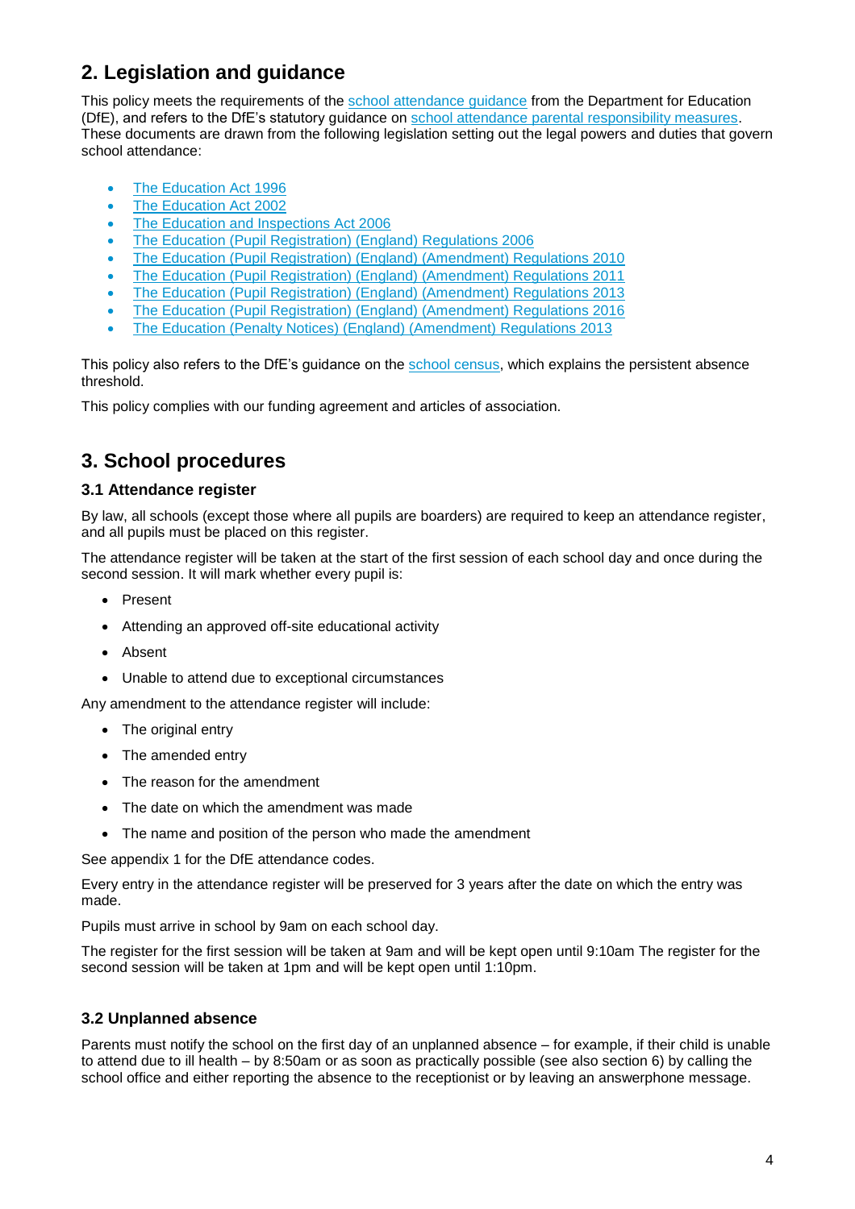## 2. Legislation and guidance

This policy meets the requirements of the school attendance guidance from the Department for Education (DfE), and refers to the DfE's statutory guidance on school attendance parental responsibility measures. These documents are drawn from the following legislation setting out the legal powers and duties that govern school attendance:

- The Education Act 1996
- The Education Act 2002
- The Education and Inspections Act 2006
- The Education (Pupil Registration) (England) Regulations 2006
- The Education (Pupil Registration) (England) (Amendment) Regulations 2010
- The Education (Pupil Registration) (England) (Amendment) Regulations 2011
- The Education (Pupil Registration) (England) (Amendment) Regulations 2013
- The Education (Pupil Registration) (England) (Amendment) Regulations 2016
- The Education (Penalty Notices) (England) (Amendment) Regulations 2013

This policy also refers to the DfE's guidance on the school census, which explains the persistent absence threshold.

This policy complies with our funding agreement and articles of association.

## 3. School procedures

### 3.1 Attendance register

By law, all schools (except those where all pupils are boarders) are required to keep an attendance register, and all pupils must be placed on this register.

The attendance register will be taken at the start of the first session of each school day and once during the second session. It will mark whether every pupil is:

- Present
- Attending an approved off-site educational activity
- Absent
- Unable to attend due to exceptional circumstances

Any amendment to the attendance register will include:

- The original entry
- The amended entry
- The reason for the amendment
- The date on which the amendment was made
- The name and position of the person who made the amendment

See appendix 1 for the DfE attendance codes.

Every entry in the attendance register will be preserved for 3 years after the date on which the entry was made.

Pupils must arrive in school by 9am on each school day.

The register for the first session will be taken at 9am and will be kept open until 9:10am The register for the second session will be taken at 1pm and will be kept open until 1:10pm.

### 3.2 Unplanned absence

Parents must notify the school on the first day of an unplanned absence – for example, if their child is unable to attend due to ill health – by 8:50am or as soon as practically possible (see also section 6) by calling the school office and either reporting the absence to the receptionist or by leaving an answerphone message.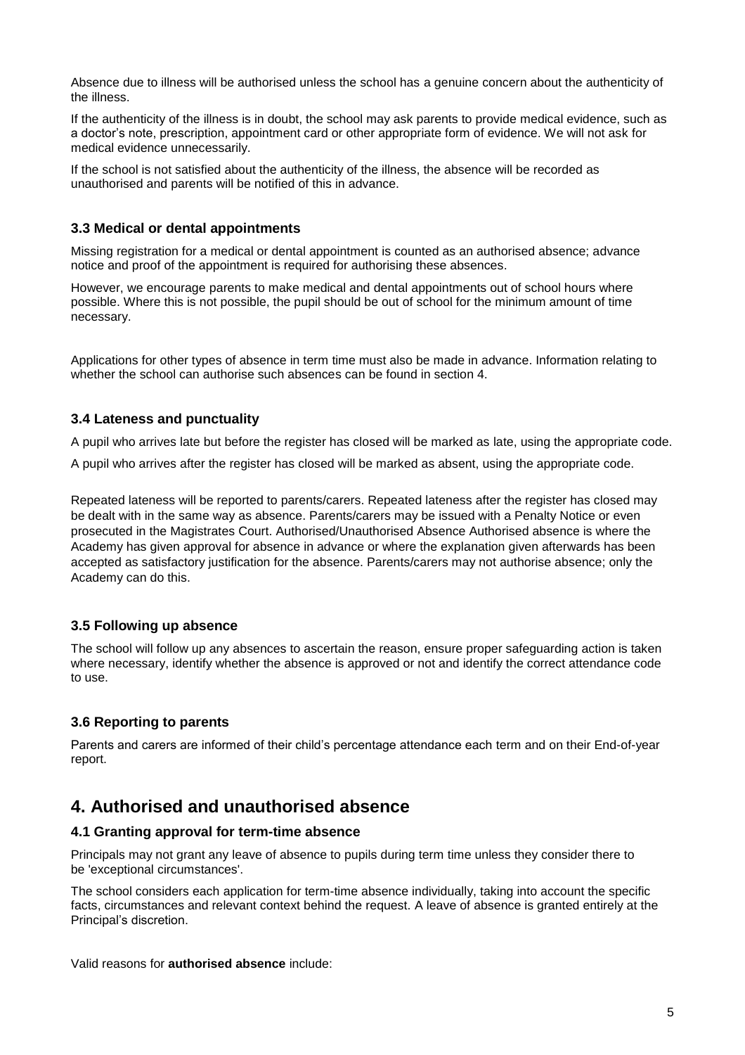Absence due to illness will be authorised unless the school has a genuine concern about the authenticity of the illness.

If the authenticity of the illness is in doubt, the school may ask parents to provide medical evidence, such as a doctor's note, prescription, appointment card or other appropriate form of evidence. We will not ask for medical evidence unnecessarily.

If the school is not satisfied about the authenticity of the illness, the absence will be recorded as unauthorised and parents will be notified of this in advance.

### 3.3 Medical or dental appointments

Missing registration for a medical or dental appointment is counted as an authorised absence; advance notice and proof of the appointment is required for authorising these absences.

However, we encourage parents to make medical and dental appointments out of school hours where possible. Where this is not possible, the pupil should be out of school for the minimum amount of time necessary.

Applications for other types of absence in term time must also be made in advance. Information relating to whether the school can authorise such absences can be found in section 4.

### 3.4 Lateness and punctuality

A pupil who arrives late but before the register has closed will be marked as late, using the appropriate code.

A pupil who arrives after the register has closed will be marked as absent, using the appropriate code.

Repeated lateness will be reported to parents/carers. Repeated lateness after the register has closed may be dealt with in the same way as absence. Parents/carers may be issued with a Penalty Notice or even prosecuted in the Magistrates Court. Authorised/Unauthorised Absence Authorised absence is where the Academy has given approval for absence in advance or where the explanation given afterwards has been accepted as satisfactory justification for the absence. Parents/carers may not authorise absence; only the Academy can do this.

### 3.5 Following up absence

The school will follow up any absences to ascertain the reason, ensure proper safeguarding action is taken where necessary, identify whether the absence is approved or not and identify the correct attendance code to use.

### 3.6 Reporting to parents

Parents and carers are informed of their child's percentage attendance each term and on their End-of-year report.

## 4. Authorised and unauthorised absence

### 4.1 Granting approval for term-time absence

Principals may not grant any leave of absence to pupils during term time unless they consider there to be 'exceptional circumstances'.

The school considers each application for term-time absence individually, taking into account the specific facts, circumstances and relevant context behind the request. A leave of absence is granted entirely at the Principal's discretion.

Valid reasons for **authorised absence** include: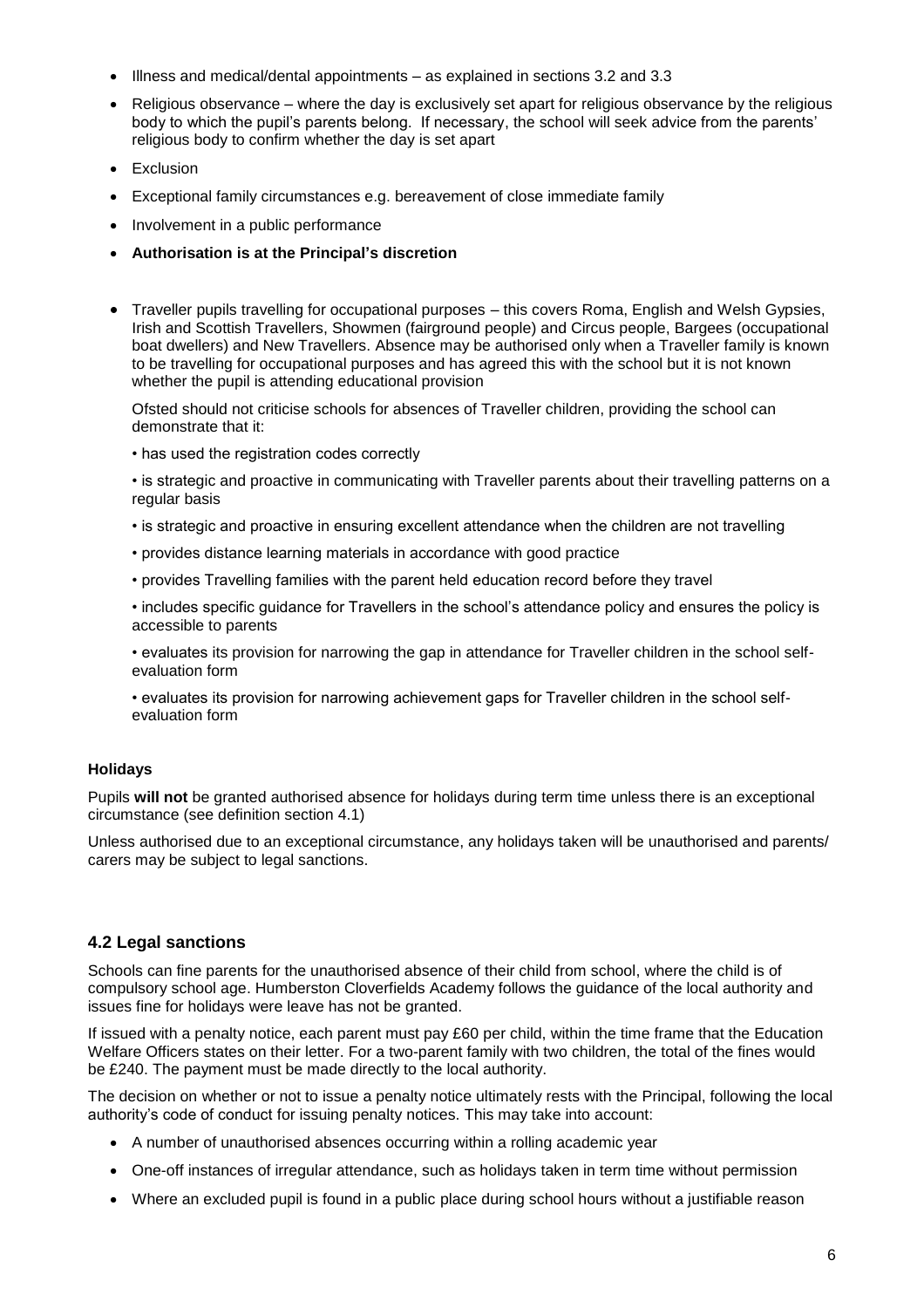- Illness and medical/dental appointments – as explained in sections 3.2 and 3.3
- Religious observance – where the day is exclusively set apart for religious observance by the religious body to which the pupil's parents belong. If necessary, the school will seek advice from the parents' religious body to confirm whether the day is set apart
- Exclusion
- Exceptional family circumstances e.g. bereavement of close immediate family
- Involvement in a public performance
- **Authorisation is at the Principal's discretion**

- Traveller pupils travelling for occupational purposes – this covers Roma, English and Welsh Gypsies, Irish and Scottish Travellers, Showmen (fairground people) and Circus people, Bargees (occupational boat dwellers) and New Travellers. Absence may be authorised only when a Traveller family is known to be travelling for occupational purposes and has agreed this with the school but it is not known whether the pupil is attending educational provision

  Ofsted should not criticise schools for absences of Traveller children, providing the school can demonstrate that it:

  • has used the registration codes correctly

  • is strategic and proactive in communicating with Traveller parents about their travelling patterns on a regular basis

  • is strategic and proactive in ensuring excellent attendance when the children are not travelling

  • provides distance learning materials in accordance with good practice

  • provides Travelling families with the parent held education record before they travel

  • includes specific guidance for Travellers in the school's attendance policy and ensures the policy is accessible to parents

  • evaluates its provision for narrowing the gap in attendance for Traveller children in the school self-evaluation form

  • evaluates its provision for narrowing achievement gaps for Traveller children in the school self-evaluation form

**Holidays**

Pupils **will not** be granted authorised absence for holidays during term time unless there is an exceptional circumstance (see definition section 4.1)

Unless authorised due to an exceptional circumstance, any holidays taken will be unauthorised and parents/ carers may be subject to legal sanctions.

### 4.2 Legal sanctions

Schools can fine parents for the unauthorised absence of their child from school, where the child is of compulsory school age. Humberston Cloverfields Academy follows the guidance of the local authority and issues fine for holidays were leave has not been granted.

If issued with a penalty notice, each parent must pay £60 per child, within the time frame that the Education Welfare Officers states on their letter. For a two-parent family with two children, the total of the fines would be £240. The payment must be made directly to the local authority.

The decision on whether or not to issue a penalty notice ultimately rests with the Principal, following the local authority's code of conduct for issuing penalty notices. This may take into account:

- A number of unauthorised absences occurring within a rolling academic year
- One-off instances of irregular attendance, such as holidays taken in term time without permission
- Where an excluded pupil is found in a public place during school hours without a justifiable reason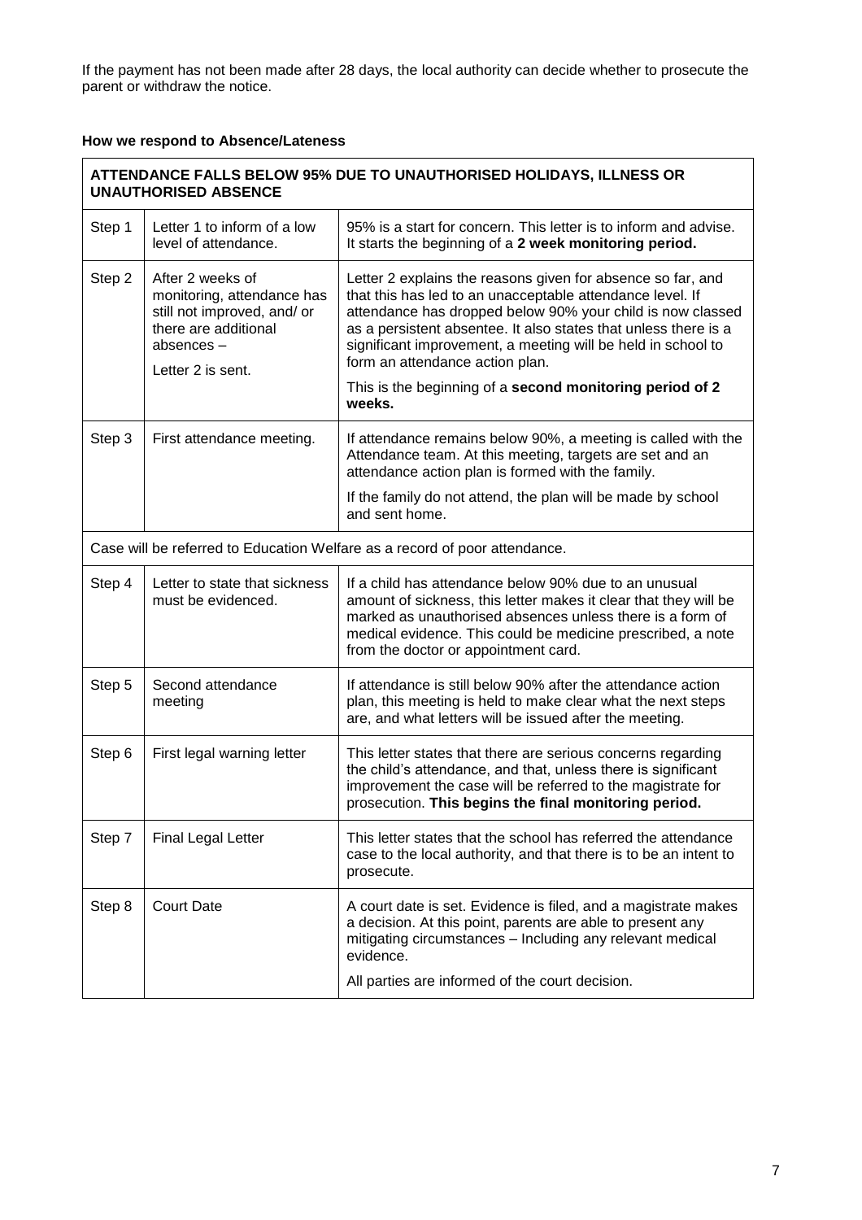If the payment has not been made after 28 days, the local authority can decide whether to prosecute the parent or withdraw the notice.

**How we respond to Absence/Lateness**

| **ATTENDANCE FALLS BELOW 95% DUE TO UNAUTHORISED HOLIDAYS, ILLNESS OR UNAUTHORISED ABSENCE** | | |
|---|---|---|
| Step 1 | Letter 1 to inform of a low level of attendance. | 95% is a start for concern. This letter is to inform and advise. It starts the beginning of a **2 week monitoring period.** |
| Step 2 | After 2 weeks of monitoring, attendance has still not improved, and/ or there are additional absences – Letter 2 is sent. | Letter 2 explains the reasons given for absence so far, and that this has led to an unacceptable attendance level. If attendance has dropped below 90% your child is now classed as a persistent absentee. It also states that unless there is a significant improvement, a meeting will be held in school to form an attendance action plan. This is the beginning of a **second monitoring period of 2 weeks.** |
| Step 3 | First attendance meeting. | If attendance remains below 90%, a meeting is called with the Attendance team. At this meeting, targets are set and an attendance action plan is formed with the family. If the family do not attend, the plan will be made by school and sent home. |
| Case will be referred to Education Welfare as a record of poor attendance. | | |
| Step 4 | Letter to state that sickness must be evidenced. | If a child has attendance below 90% due to an unusual amount of sickness, this letter makes it clear that they will be marked as unauthorised absences unless there is a form of medical evidence. This could be medicine prescribed, a note from the doctor or appointment card. |
| Step 5 | Second attendance meeting | If attendance is still below 90% after the attendance action plan, this meeting is held to make clear what the next steps are, and what letters will be issued after the meeting. |
| Step 6 | First legal warning letter | This letter states that there are serious concerns regarding the child's attendance, and that, unless there is significant improvement the case will be referred to the magistrate for prosecution. **This begins the final monitoring period.** |
| Step 7 | Final Legal Letter | This letter states that the school has referred the attendance case to the local authority, and that there is to be an intent to prosecute. |
| Step 8 | Court Date | A court date is set. Evidence is filed, and a magistrate makes a decision. At this point, parents are able to present any mitigating circumstances – Including any relevant medical evidence. All parties are informed of the court decision. |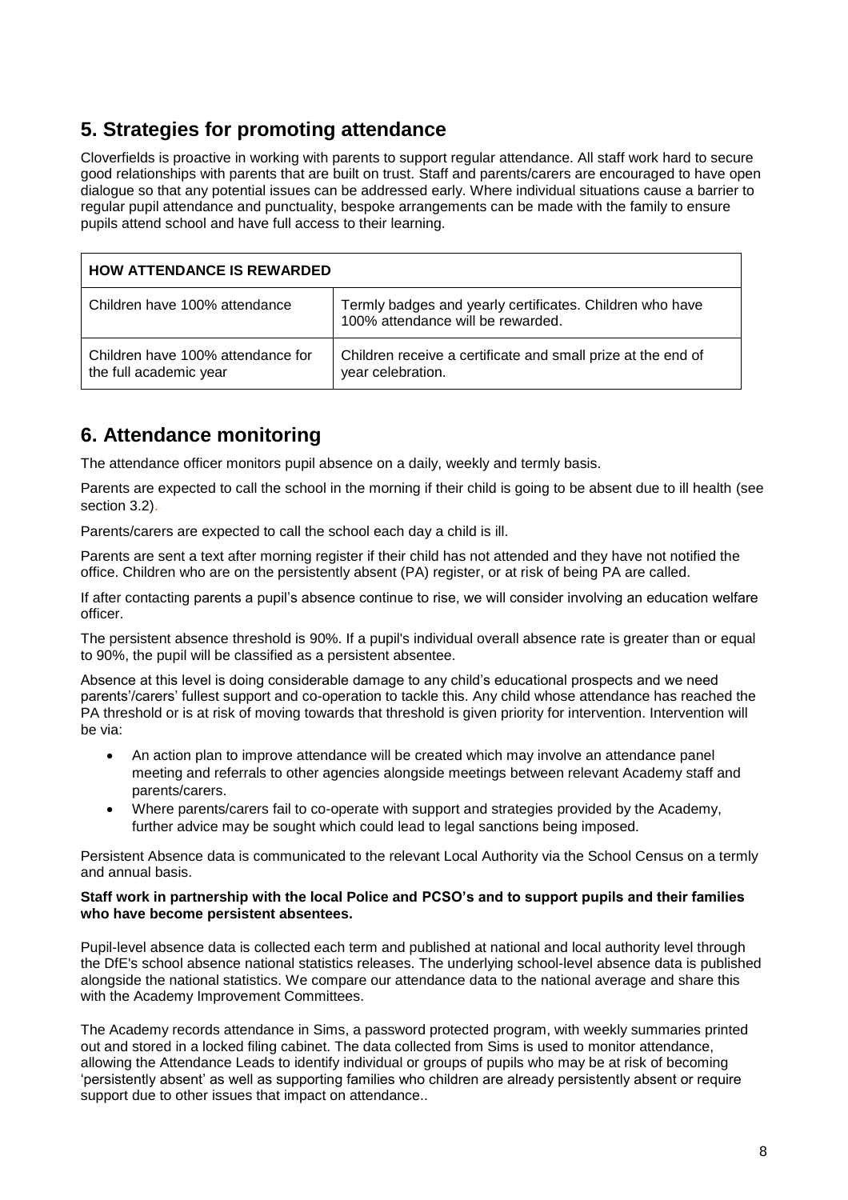## 5. Strategies for promoting attendance

Cloverfields is proactive in working with parents to support regular attendance. All staff work hard to secure good relationships with parents that are built on trust. Staff and parents/carers are encouraged to have open dialogue so that any potential issues can be addressed early. Where individual situations cause a barrier to regular pupil attendance and punctuality, bespoke arrangements can be made with the family to ensure pupils attend school and have full access to their learning.

| **HOW ATTENDANCE IS REWARDED** | |
|---|---|
| Children have 100% attendance | Termly badges and yearly certificates. Children who have 100% attendance will be rewarded. |
| Children have 100% attendance for the full academic year | Children receive a certificate and small prize at the end of year celebration. |

## 6. Attendance monitoring

The attendance officer monitors pupil absence on a daily, weekly and termly basis.

Parents are expected to call the school in the morning if their child is going to be absent due to ill health (see section 3.2).

Parents/carers are expected to call the school each day a child is ill.

Parents are sent a text after morning register if their child has not attended and they have not notified the office. Children who are on the persistently absent (PA) register, or at risk of being PA are called.

If after contacting parents a pupil's absence continue to rise, we will consider involving an education welfare officer.

The persistent absence threshold is 90%. If a pupil's individual overall absence rate is greater than or equal to 90%, the pupil will be classified as a persistent absentee.

Absence at this level is doing considerable damage to any child's educational prospects and we need parents'/carers' fullest support and co-operation to tackle this. Any child whose attendance has reached the PA threshold or is at risk of moving towards that threshold is given priority for intervention. Intervention will be via:

- An action plan to improve attendance will be created which may involve an attendance panel meeting and referrals to other agencies alongside meetings between relevant Academy staff and parents/carers.
- Where parents/carers fail to co-operate with support and strategies provided by the Academy, further advice may be sought which could lead to legal sanctions being imposed.

Persistent Absence data is communicated to the relevant Local Authority via the School Census on a termly and annual basis.

**Staff work in partnership with the local Police and PCSO's and to support pupils and their families who have become persistent absentees.**

Pupil-level absence data is collected each term and published at national and local authority level through the DfE's school absence national statistics releases. The underlying school-level absence data is published alongside the national statistics. We compare our attendance data to the national average and share this with the Academy Improvement Committees.

The Academy records attendance in Sims, a password protected program, with weekly summaries printed out and stored in a locked filing cabinet. The data collected from Sims is used to monitor attendance, allowing the Attendance Leads to identify individual or groups of pupils who may be at risk of becoming 'persistently absent' as well as supporting families who children are already persistently absent or require support due to other issues that impact on attendance..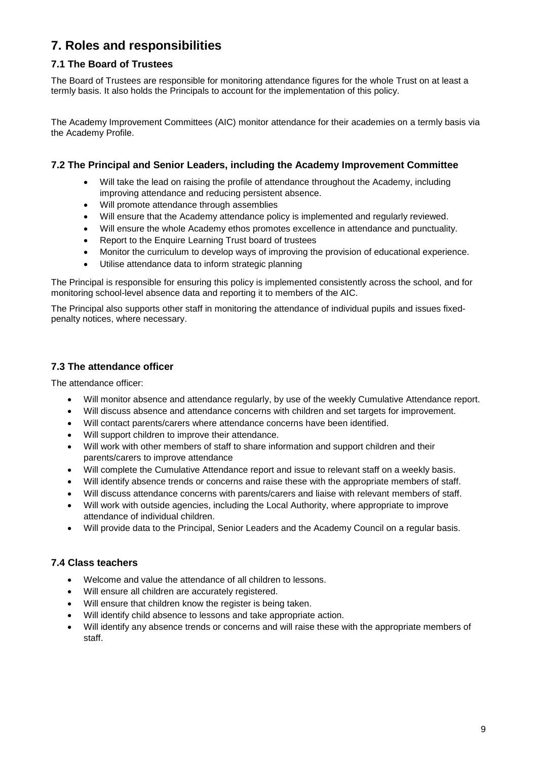## 7. Roles and responsibilities

### 7.1 The Board of Trustees

The Board of Trustees are responsible for monitoring attendance figures for the whole Trust on at least a termly basis. It also holds the Principals to account for the implementation of this policy.

The Academy Improvement Committees (AIC) monitor attendance for their academies on a termly basis via the Academy Profile.

### 7.2 The Principal and Senior Leaders, including the Academy Improvement Committee

- Will take the lead on raising the profile of attendance throughout the Academy, including improving attendance and reducing persistent absence.
- Will promote attendance through assemblies
- Will ensure that the Academy attendance policy is implemented and regularly reviewed.
- Will ensure the whole Academy ethos promotes excellence in attendance and punctuality.
- Report to the Enquire Learning Trust board of trustees
- Monitor the curriculum to develop ways of improving the provision of educational experience.
- Utilise attendance data to inform strategic planning

The Principal is responsible for ensuring this policy is implemented consistently across the school, and for monitoring school-level absence data and reporting it to members of the AIC.

The Principal also supports other staff in monitoring the attendance of individual pupils and issues fixed-penalty notices, where necessary.

### 7.3 The attendance officer

The attendance officer:

- Will monitor absence and attendance regularly, by use of the weekly Cumulative Attendance report.
- Will discuss absence and attendance concerns with children and set targets for improvement.
- Will contact parents/carers where attendance concerns have been identified.
- Will support children to improve their attendance.
- Will work with other members of staff to share information and support children and their parents/carers to improve attendance
- Will complete the Cumulative Attendance report and issue to relevant staff on a weekly basis.
- Will identify absence trends or concerns and raise these with the appropriate members of staff.
- Will discuss attendance concerns with parents/carers and liaise with relevant members of staff.
- Will work with outside agencies, including the Local Authority, where appropriate to improve attendance of individual children.
- Will provide data to the Principal, Senior Leaders and the Academy Council on a regular basis.

### 7.4 Class teachers

- Welcome and value the attendance of all children to lessons.
- Will ensure all children are accurately registered.
- Will ensure that children know the register is being taken.
- Will identify child absence to lessons and take appropriate action.
- Will identify any absence trends or concerns and will raise these with the appropriate members of staff.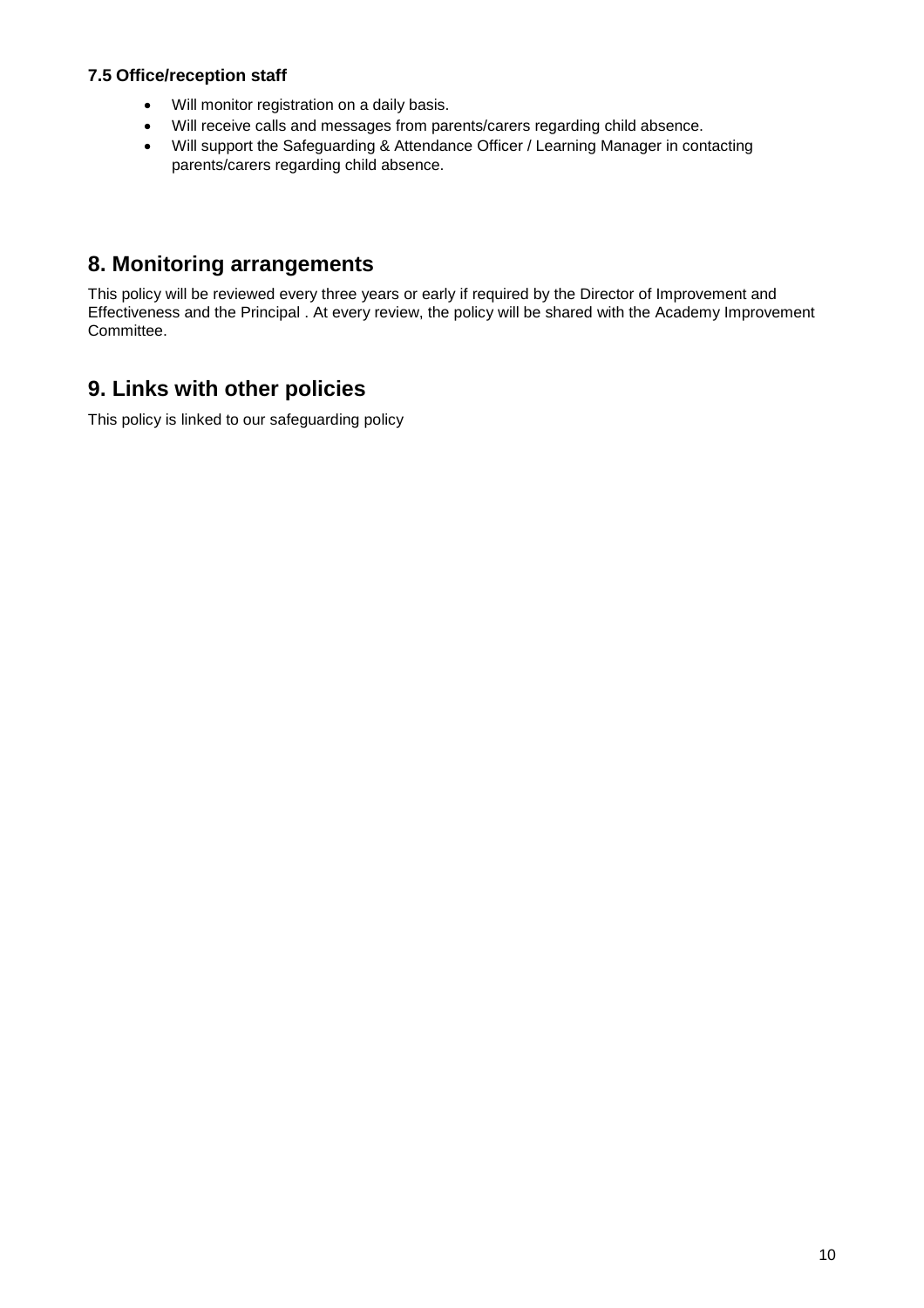### 7.5 Office/reception staff

- Will monitor registration on a daily basis.
- Will receive calls and messages from parents/carers regarding child absence.
- Will support the Safeguarding & Attendance Officer / Learning Manager in contacting parents/carers regarding child absence.

## 8. Monitoring arrangements

This policy will be reviewed every three years or early if required by the Director of Improvement and Effectiveness and the Principal . At every review, the policy will be shared with the Academy Improvement Committee.

## 9. Links with other policies

This policy is linked to our safeguarding policy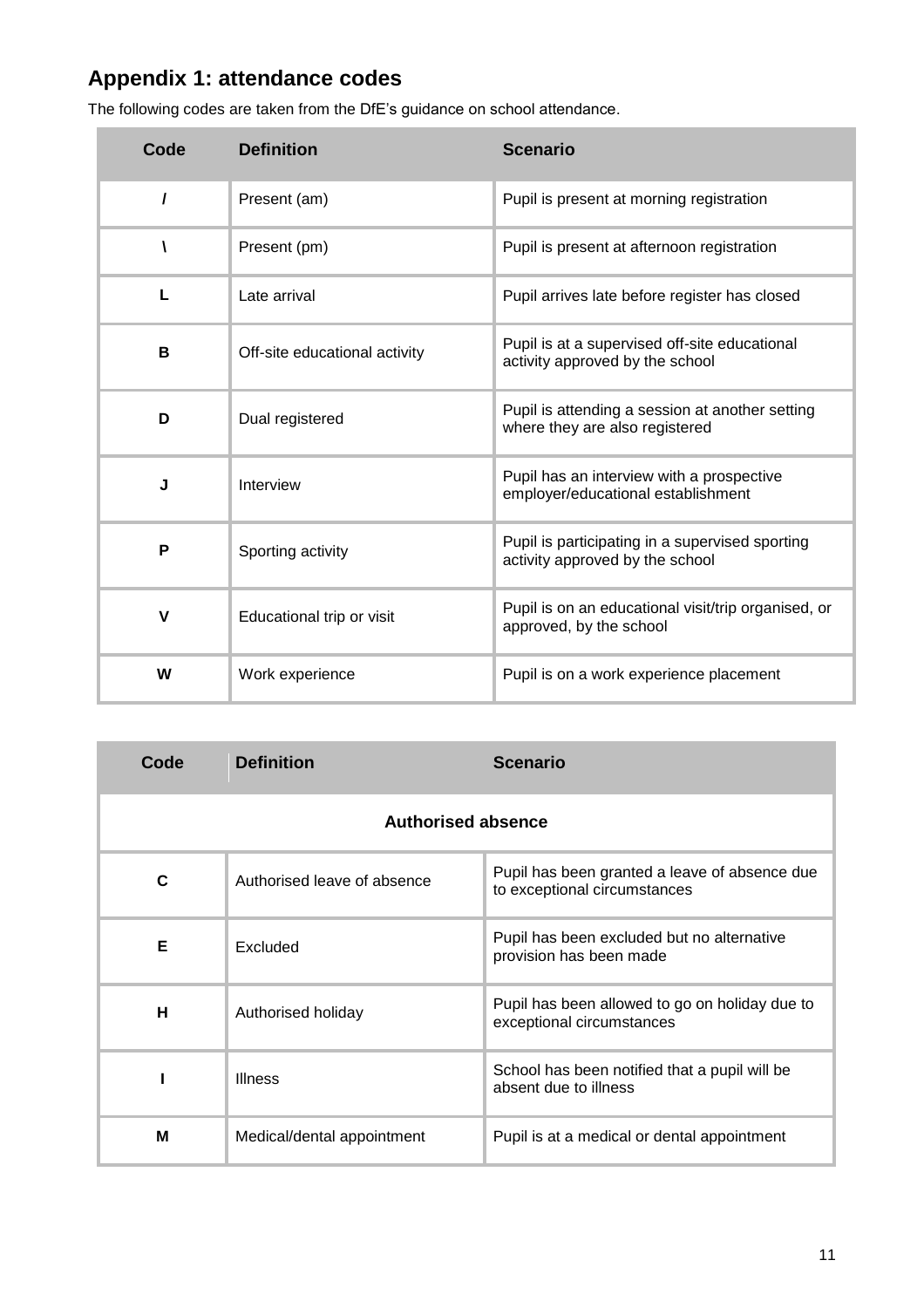## Appendix 1: attendance codes

The following codes are taken from the DfE's guidance on school attendance.

| Code | Definition | Scenario |
|---|---|---|
| / | Present (am) | Pupil is present at morning registration |
| \ | Present (pm) | Pupil is present at afternoon registration |
| L | Late arrival | Pupil arrives late before register has closed |
| B | Off-site educational activity | Pupil is at a supervised off-site educational activity approved by the school |
| D | Dual registered | Pupil is attending a session at another setting where they are also registered |
| J | Interview | Pupil has an interview with a prospective employer/educational establishment |
| P | Sporting activity | Pupil is participating in a supervised sporting activity approved by the school |
| V | Educational trip or visit | Pupil is on an educational visit/trip organised, or approved, by the school |
| W | Work experience | Pupil is on a work experience placement |

| Code | Definition | Scenario |
|---|---|---|
| **Authorised absence** | | |
| C | Authorised leave of absence | Pupil has been granted a leave of absence due to exceptional circumstances |
| E | Excluded | Pupil has been excluded but no alternative provision has been made |
| H | Authorised holiday | Pupil has been allowed to go on holiday due to exceptional circumstances |
| I | Illness | School has been notified that a pupil will be absent due to illness |
| M | Medical/dental appointment | Pupil is at a medical or dental appointment |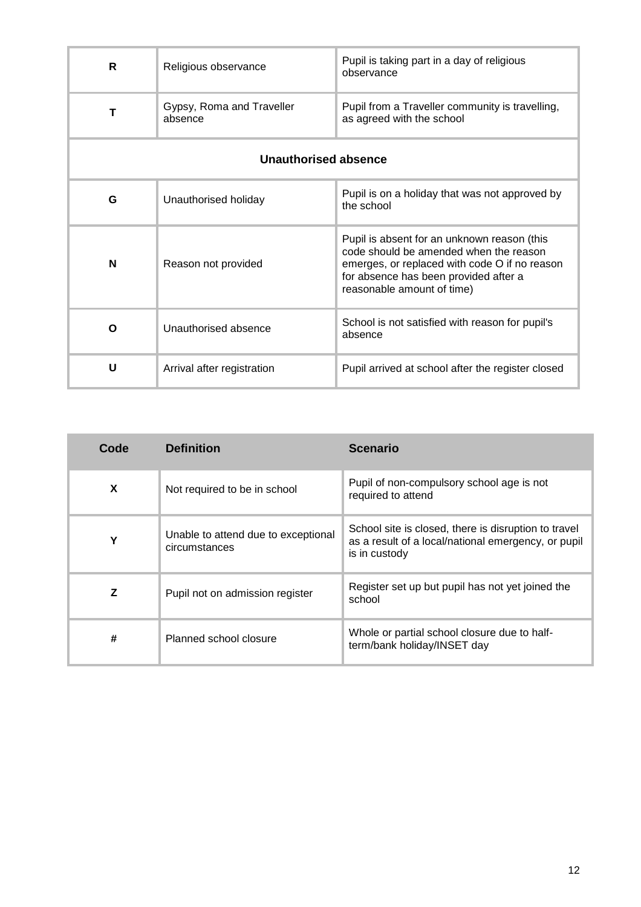| | | |
|---|---|---|
| **R** | Religious observance | Pupil is taking part in a day of religious observance |
| **T** | Gypsy, Roma and Traveller absence | Pupil from a Traveller community is travelling, as agreed with the school |
| **Unauthorised absence** | | |
| **G** | Unauthorised holiday | Pupil is on a holiday that was not approved by the school |
| **N** | Reason not provided | Pupil is absent for an unknown reason (this code should be amended when the reason emerges, or replaced with code O if no reason for absence has been provided after a reasonable amount of time) |
| **O** | Unauthorised absence | School is not satisfied with reason for pupil's absence |
| **U** | Arrival after registration | Pupil arrived at school after the register closed |

| Code | Definition | Scenario |
|---|---|---|
| **X** | Not required to be in school | Pupil of non-compulsory school age is not required to attend |
| **Y** | Unable to attend due to exceptional circumstances | School site is closed, there is disruption to travel as a result of a local/national emergency, or pupil is in custody |
| **Z** | Pupil not on admission register | Register set up but pupil has not yet joined the school |
| **#** | Planned school closure | Whole or partial school closure due to half-term/bank holiday/INSET day |